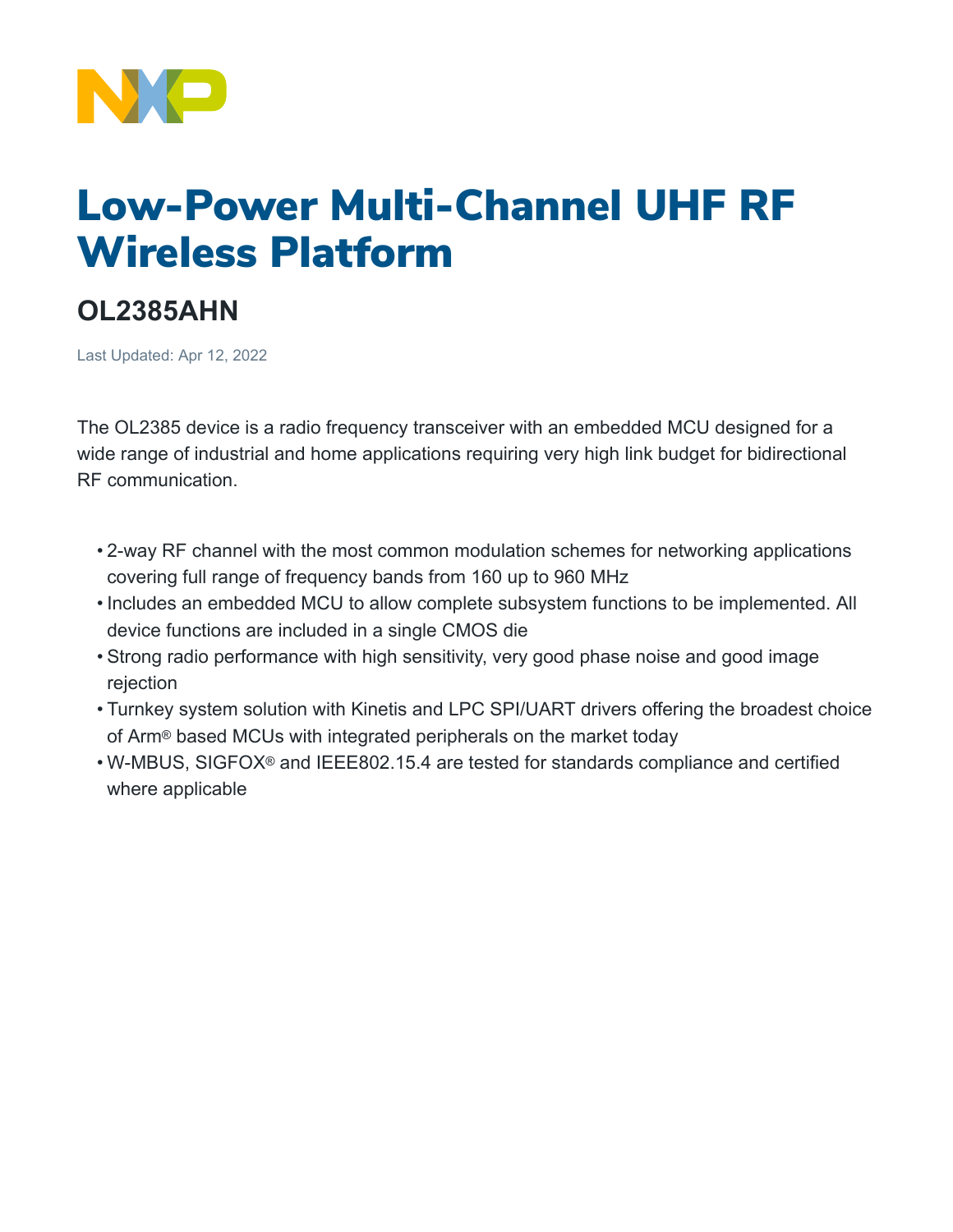# Low-Power Multi-Channel UHF RF Wireless Platform

## OL2385AHN

Last Updated: Apr 12, 2022

The OL2385 device is a radio frequency transceiver with an embedded MCU designed for a wide range of industrial and home applications requiring very high link budget for bidirectional RF communication.

- 2-way RF channel with the most common modulation schemes for networking applications covering full range of frequency bands from 160 up to 960 MHz
- Includes an embedded MCU to allow complete subsystem functions to be implemented. All device functions are included in a single CMOS die
- Strong radio performance with high sensitivity, very good phase noise and good image rejection
- Turnkey system solution with Kinetis and LPC SPI/UART drivers offering the broadest choice of Arm® based MCUs with integrated peripherals on the market today
- W-MBUS, SIGFOX® and IEEE802.15.4 are tested for standards compliance and certified where applicable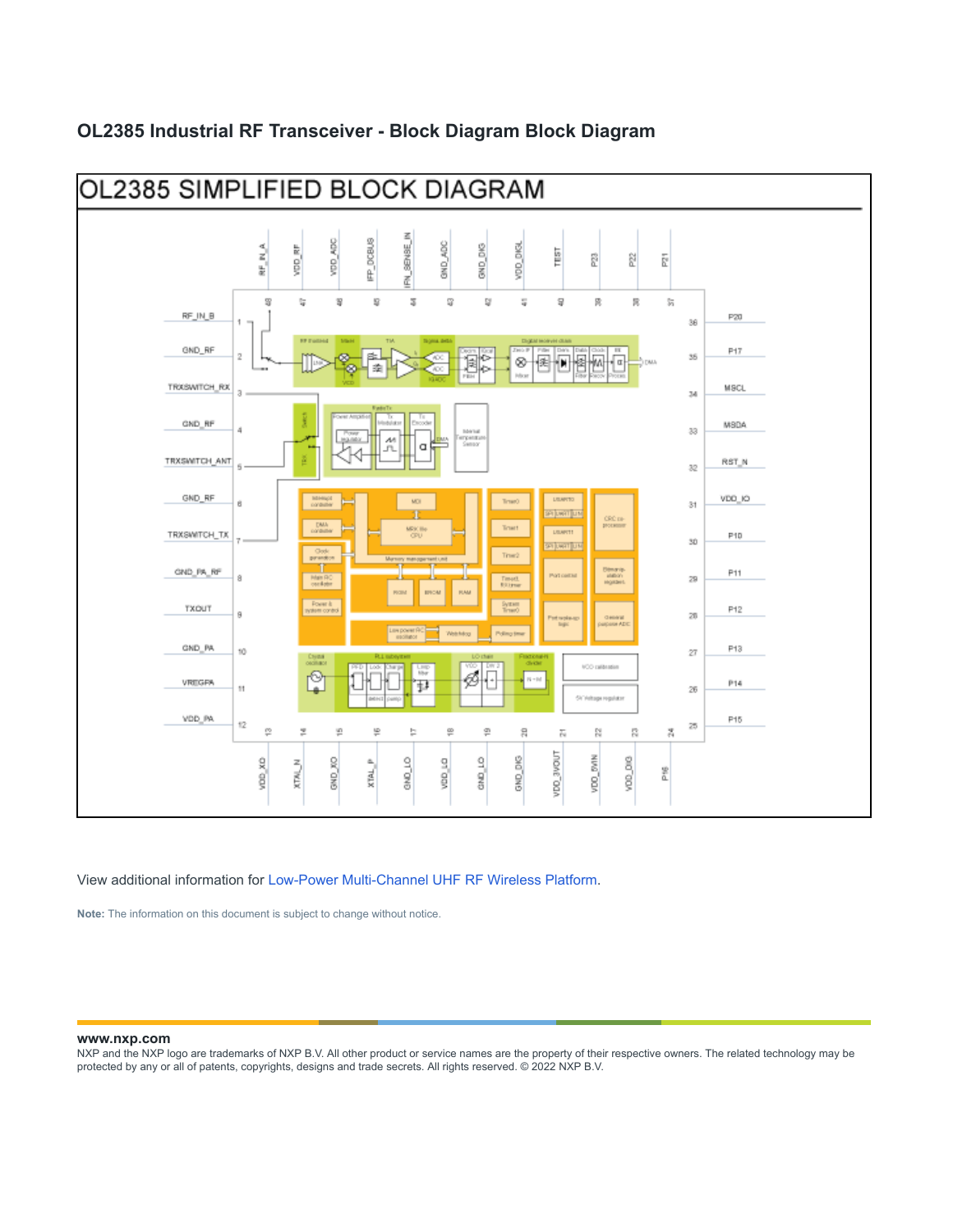## OL2385 Industrial RF Transceiver - Block Diagram Block Diagram

OL2385 SIMPLIFIED BLOCK DIAGRAM

RF_IN_A
VDD_RF
VDD_ADC
IFP_DCBUS
IFN_SENSE_IN
GND_ADC
GND_DIG
VDD_DIGL
TEST
P23
P22
P21

RF_IN_B
GND_RF
TRXSWITCH_RX
GND_RF
TRXSWITCH_ANT
GND_RF
TRXSWITCH_TX
GND_PA_RF
TXOUT
GND_PA
VREGPA
VDD_PA

P20
P17
MSCL
MSDA
RST_N
VDD_IO
P10
P11
P12
P13
P14
P15

VDD_XO
XTAL_N
GND_XO
XTAL_P
GND_LO
VDD_LO
GND_LO
GND_DIG
VDD_3VOUT
VDD_5VIN
VDD_DIG
P16

View additional information for Low-Power Multi-Channel UHF RF Wireless Platform.

**Note:** The information on this document is subject to change without notice.

**www.nxp.com**

NXP and the NXP logo are trademarks of NXP B.V. All other product or service names are the property of their respective owners. The related technology may be protected by any or all of patents, copyrights, designs and trade secrets. All rights reserved. © 2022 NXP B.V.